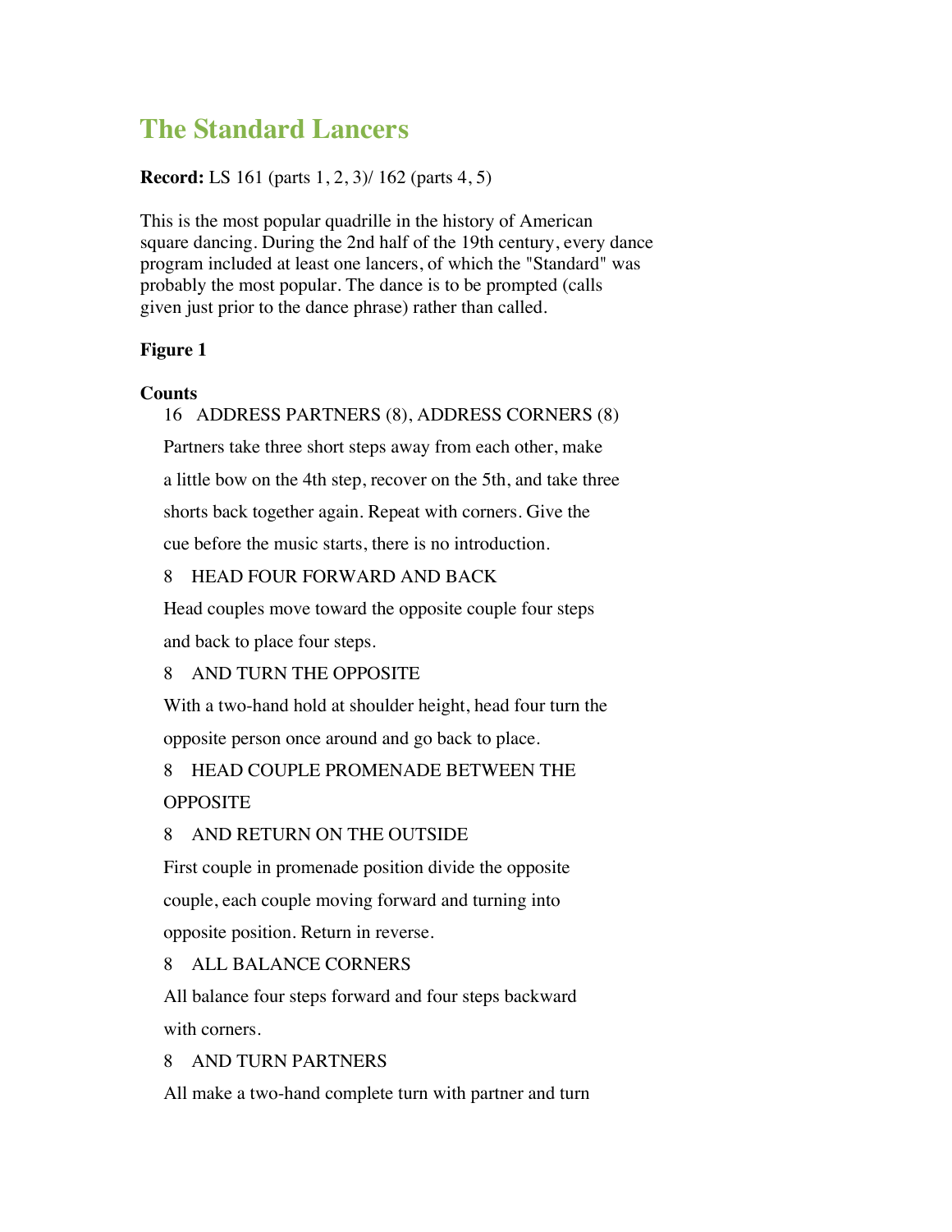# The Standard Lancers

**Record:** LS 161 (parts 1, 2, 3)/ 162 (parts 4, 5)

This is the most popular quadrille in the history of American square dancing. During the 2nd half of the 19th century, every dance program included at least one lancers, of which the "Standard" was probably the most popular. The dance is to be prompted (calls given just prior to the dance phrase) rather than called.

## Figure 1

**Counts**

16 ADDRESS PARTNERS (8), ADDRESS CORNERS (8)

Partners take three short steps away from each other, make a little bow on the 4th step, recover on the 5th, and take three shorts back together again. Repeat with corners. Give the cue before the music starts, there is no introduction.

8 HEAD FOUR FORWARD AND BACK

Head couples move toward the opposite couple four steps and back to place four steps.

8 AND TURN THE OPPOSITE

With a two-hand hold at shoulder height, head four turn the opposite person once around and go back to place.

8 HEAD COUPLE PROMENADE BETWEEN THE OPPOSITE

8 AND RETURN ON THE OUTSIDE

First couple in promenade position divide the opposite couple, each couple moving forward and turning into opposite position. Return in reverse.

8 ALL BALANCE CORNERS

All balance four steps forward and four steps backward with corners.

8 AND TURN PARTNERS

All make a two-hand complete turn with partner and turn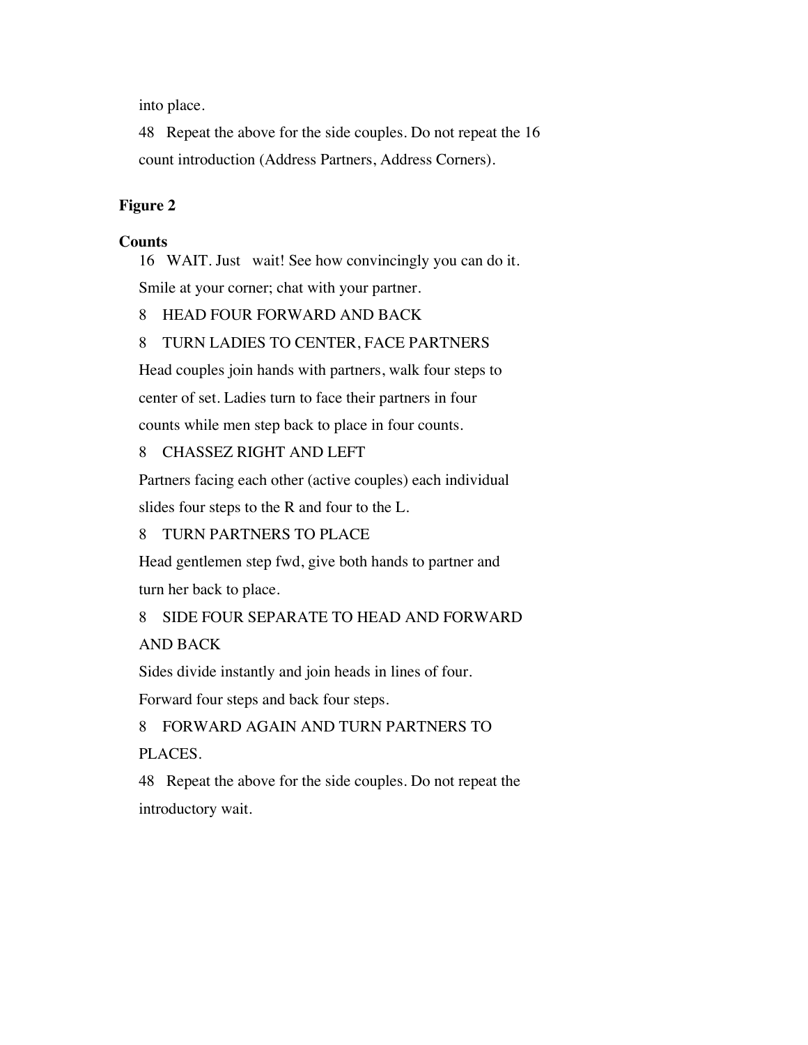into place.

48 Repeat the above for the side couples. Do not repeat the 16 count introduction (Address Partners, Address Corners).

## Figure 2

**Counts**

16 WAIT. Just wait! See how convincingly you can do it. Smile at your corner; chat with your partner.

8 HEAD FOUR FORWARD AND BACK

8 TURN LADIES TO CENTER, FACE PARTNERS

Head couples join hands with partners, walk four steps to center of set. Ladies turn to face their partners in four counts while men step back to place in four counts.

8 CHASSEZ RIGHT AND LEFT

Partners facing each other (active couples) each individual slides four steps to the R and four to the L.

8 TURN PARTNERS TO PLACE

Head gentlemen step fwd, give both hands to partner and turn her back to place.

8 SIDE FOUR SEPARATE TO HEAD AND FORWARD AND BACK

Sides divide instantly and join heads in lines of four. Forward four steps and back four steps.

8 FORWARD AGAIN AND TURN PARTNERS TO PLACES.

48 Repeat the above for the side couples. Do not repeat the introductory wait.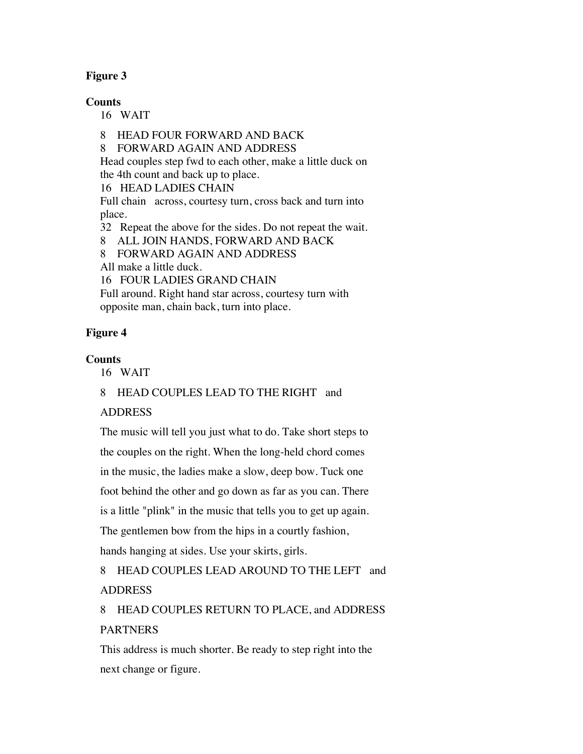**Figure 3**

**Counts**

16 WAIT

8 HEAD FOUR FORWARD AND BACK
8 FORWARD AGAIN AND ADDRESS
Head couples step fwd to each other, make a little duck on the 4th count and back up to place.
16 HEAD LADIES CHAIN
Full chain across, courtesy turn, cross back and turn into place.
32 Repeat the above for the sides. Do not repeat the wait.
8 ALL JOIN HANDS, FORWARD AND BACK
8 FORWARD AGAIN AND ADDRESS
All make a little duck.
16 FOUR LADIES GRAND CHAIN
Full around. Right hand star across, courtesy turn with opposite man, chain back, turn into place.

**Figure 4**

**Counts**

16 WAIT

8 HEAD COUPLES LEAD TO THE RIGHT and ADDRESS

The music will tell you just what to do. Take short steps to the couples on the right. When the long-held chord comes in the music, the ladies make a slow, deep bow. Tuck one foot behind the other and go down as far as you can. There is a little "plink" in the music that tells you to get up again. The gentlemen bow from the hips in a courtly fashion, hands hanging at sides. Use your skirts, girls.

8 HEAD COUPLES LEAD AROUND TO THE LEFT and ADDRESS

8 HEAD COUPLES RETURN TO PLACE, and ADDRESS PARTNERS

This address is much shorter. Be ready to step right into the next change or figure.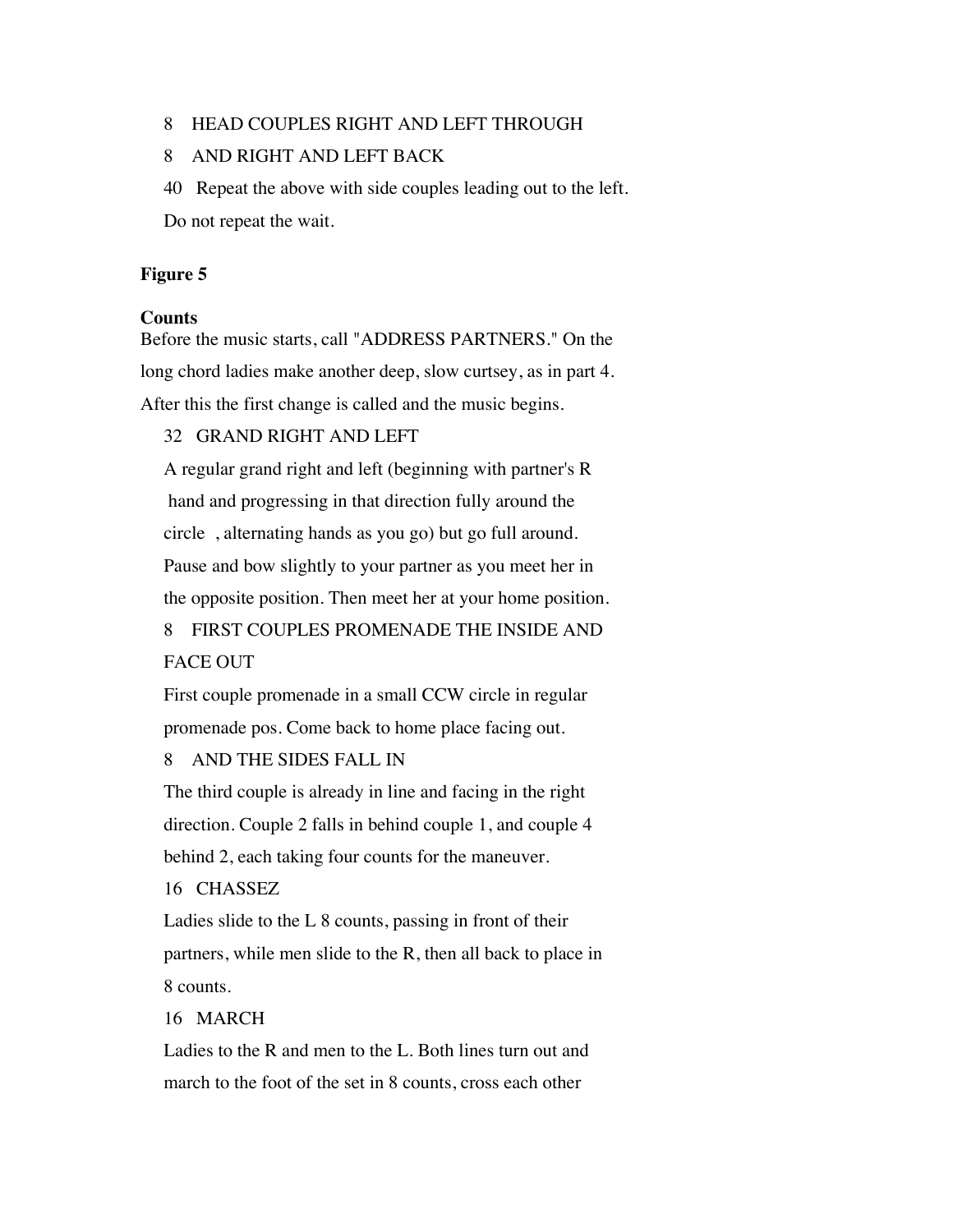8 HEAD COUPLES RIGHT AND LEFT THROUGH

8 AND RIGHT AND LEFT BACK

40 Repeat the above with side couples leading out to the left.

Do not repeat the wait.

**Figure 5**

**Counts**

Before the music starts, call "ADDRESS PARTNERS." On the long chord ladies make another deep, slow curtsey, as in part 4. After this the first change is called and the music begins.

32 GRAND RIGHT AND LEFT

A regular grand right and left (beginning with partner's R hand and progressing in that direction fully around the circle , alternating hands as you go) but go full around. Pause and bow slightly to your partner as you meet her in the opposite position. Then meet her at your home position.

8 FIRST COUPLES PROMENADE THE INSIDE AND FACE OUT

First couple promenade in a small CCW circle in regular promenade pos. Come back to home place facing out.

8 AND THE SIDES FALL IN

The third couple is already in line and facing in the right direction. Couple 2 falls in behind couple 1, and couple 4 behind 2, each taking four counts for the maneuver.

16 CHASSEZ

Ladies slide to the L 8 counts, passing in front of their partners, while men slide to the R, then all back to place in 8 counts.

16 MARCH

Ladies to the R and men to the L. Both lines turn out and march to the foot of the set in 8 counts, cross each other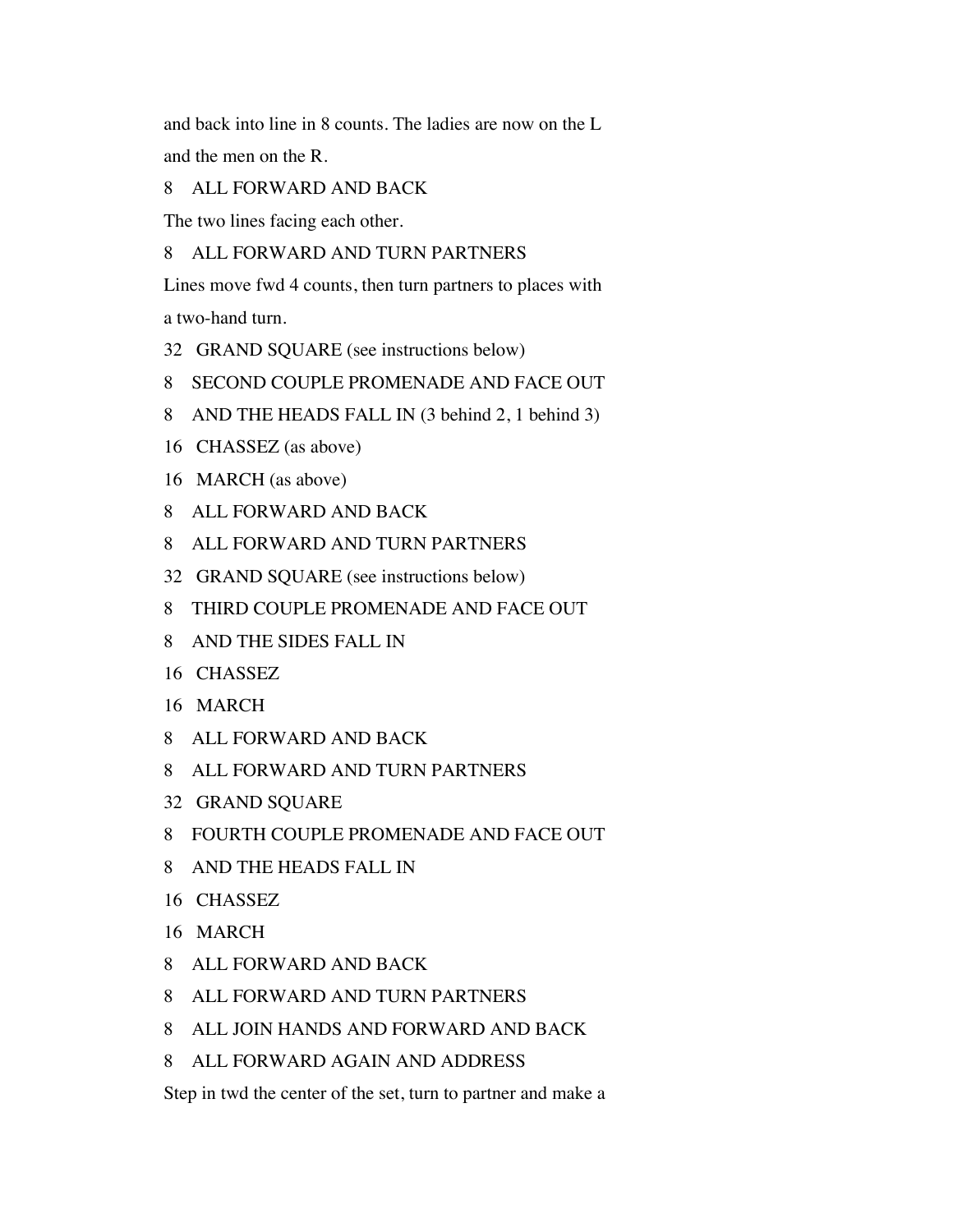and back into line in 8 counts. The ladies are now on the L and the men on the R.

8 ALL FORWARD AND BACK

The two lines facing each other.

8 ALL FORWARD AND TURN PARTNERS

Lines move fwd 4 counts, then turn partners to places with a two-hand turn.

32 GRAND SQUARE (see instructions below)

8 SECOND COUPLE PROMENADE AND FACE OUT

8 AND THE HEADS FALL IN (3 behind 2, 1 behind 3)

16 CHASSEZ (as above)

16 MARCH (as above)

8 ALL FORWARD AND BACK

8 ALL FORWARD AND TURN PARTNERS

32 GRAND SQUARE (see instructions below)

8 THIRD COUPLE PROMENADE AND FACE OUT

8 AND THE SIDES FALL IN

16 CHASSEZ

16 MARCH

8 ALL FORWARD AND BACK

8 ALL FORWARD AND TURN PARTNERS

32 GRAND SQUARE

8 FOURTH COUPLE PROMENADE AND FACE OUT

8 AND THE HEADS FALL IN

16 CHASSEZ

16 MARCH

8 ALL FORWARD AND BACK

8 ALL FORWARD AND TURN PARTNERS

8 ALL JOIN HANDS AND FORWARD AND BACK

8 ALL FORWARD AGAIN AND ADDRESS

Step in twd the center of the set, turn to partner and make a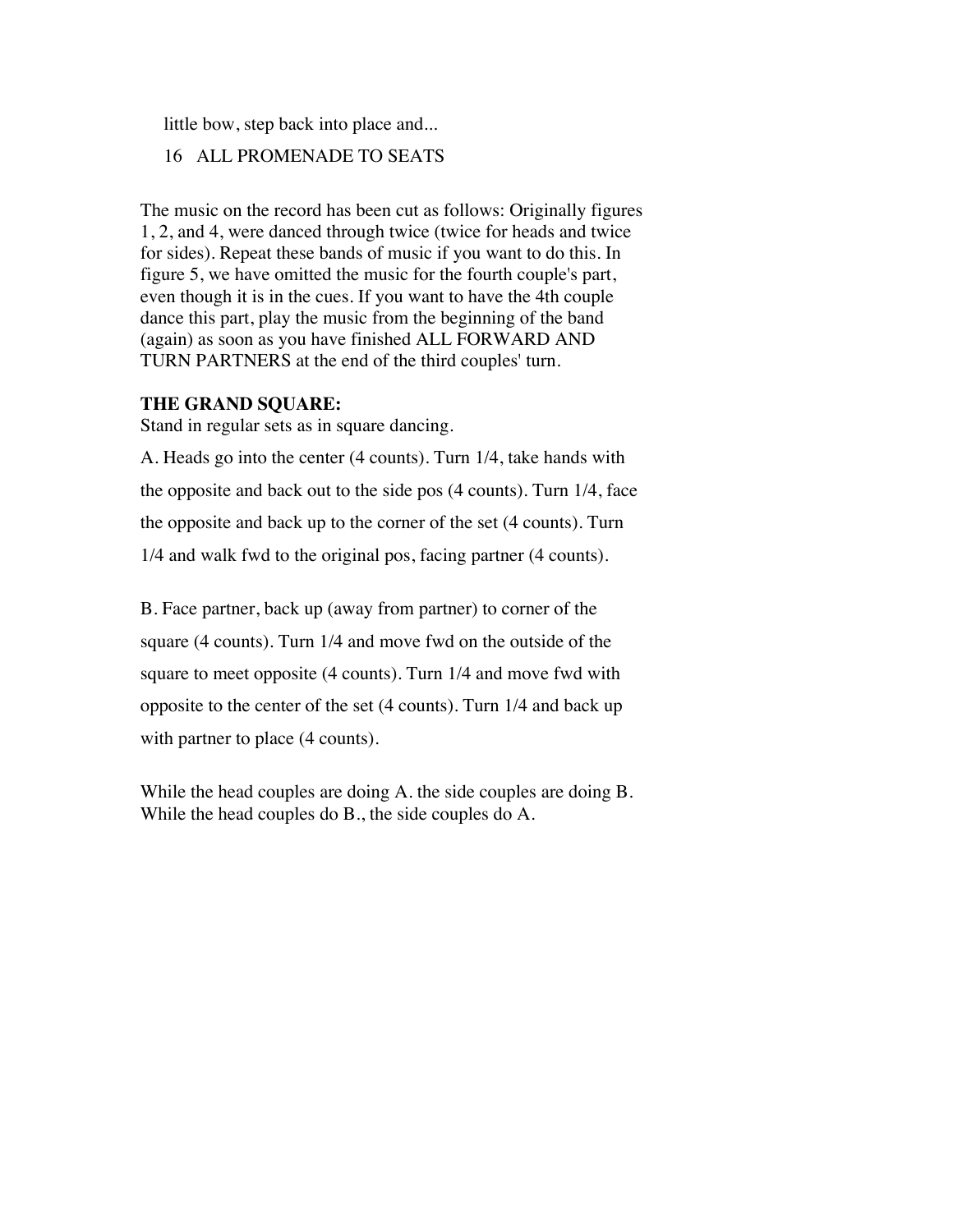little bow, step back into place and...

16 ALL PROMENADE TO SEATS

The music on the record has been cut as follows: Originally figures 1, 2, and 4, were danced through twice (twice for heads and twice for sides). Repeat these bands of music if you want to do this. In figure 5, we have omitted the music for the fourth couple's part, even though it is in the cues. If you want to have the 4th couple dance this part, play the music from the beginning of the band (again) as soon as you have finished ALL FORWARD AND TURN PARTNERS at the end of the third couples' turn.

**THE GRAND SQUARE:**
Stand in regular sets as in square dancing.

A. Heads go into the center (4 counts). Turn 1/4, take hands with the opposite and back out to the side pos (4 counts). Turn 1/4, face the opposite and back up to the corner of the set (4 counts). Turn 1/4 and walk fwd to the original pos, facing partner (4 counts).

B. Face partner, back up (away from partner) to corner of the square (4 counts). Turn 1/4 and move fwd on the outside of the square to meet opposite (4 counts). Turn 1/4 and move fwd with opposite to the center of the set (4 counts). Turn 1/4 and back up with partner to place (4 counts).

While the head couples are doing A. the side couples are doing B. While the head couples do B., the side couples do A.